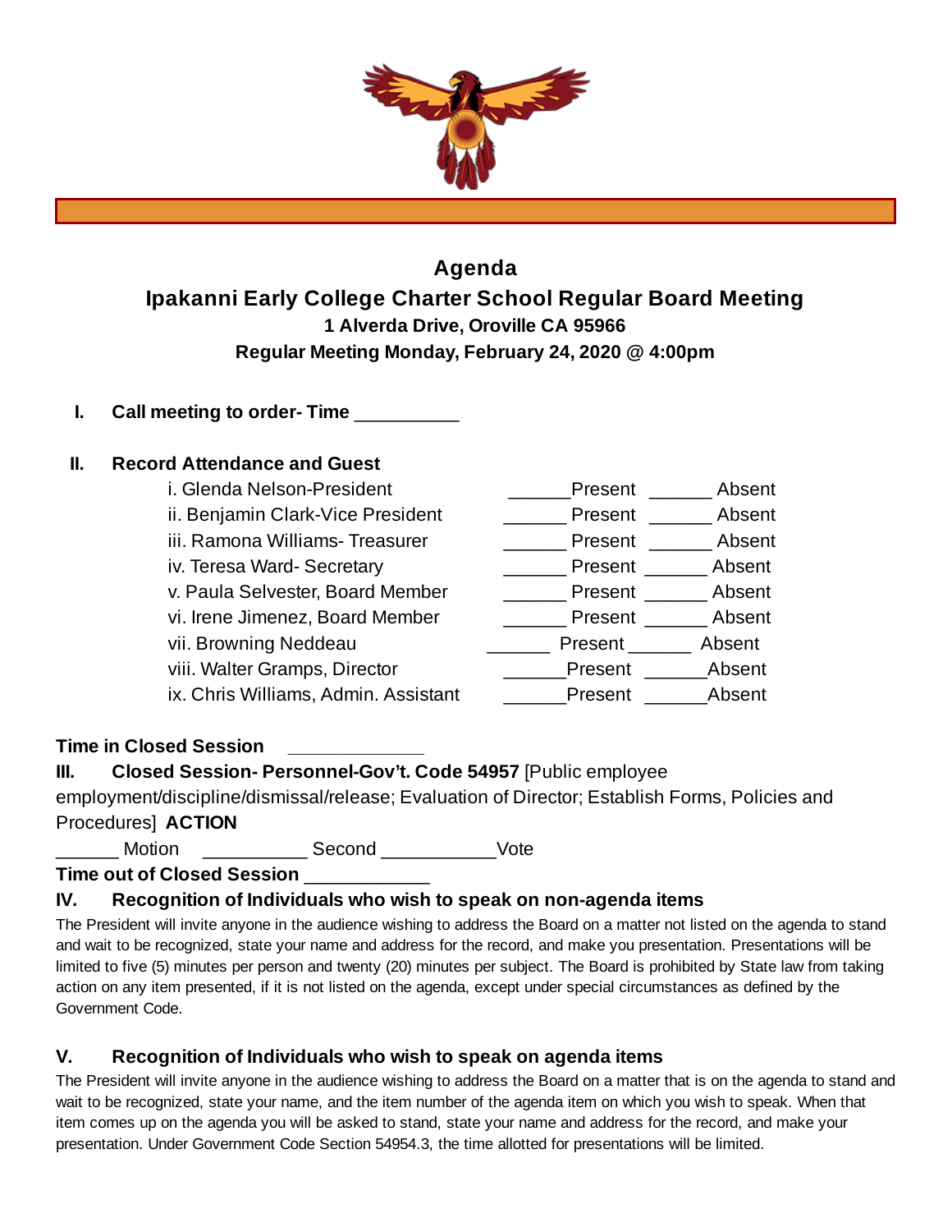# Agenda

## Ipakanni Early College Charter School Regular Board Meeting

**1 Alverda Drive, Oroville CA 95966**

**Regular Meeting Monday, February 24, 2020 @ 4:00pm**

**I. Call meeting to order- Time __________**

**II. Record Attendance and Guest**

| | | |
|---|---|---|
| i. Glenda Nelson-President | ______Present | ______ Absent |
| ii. Benjamin Clark-Vice President | ______ Present | ______ Absent |
| iii. Ramona Williams- Treasurer | ______ Present | ______ Absent |
| iv. Teresa Ward- Secretary | ______ Present | ______ Absent |
| v. Paula Selvester, Board Member | ______ Present | ______ Absent |
| vi. Irene Jimenez, Board Member | ______ Present | ______ Absent |
| vii. Browning Neddeau | ______ Present | ______ Absent |
| viii. Walter Gramps, Director | ______Present | ______Absent |
| ix. Chris Williams, Admin. Assistant | ______Present | ______Absent |

**Time in Closed Session** _____________

**III. Closed Session- Personnel-Gov't. Code 54957** [Public employee employment/discipline/dismissal/release; Evaluation of Director; Establish Forms, Policies and Procedures] **ACTION**

______ Motion __________ Second ___________Vote

**Time out of Closed Session** ____________

**IV. Recognition of Individuals who wish to speak on non-agenda items**

The President will invite anyone in the audience wishing to address the Board on a matter not listed on the agenda to stand and wait to be recognized, state your name and address for the record, and make you presentation. Presentations will be limited to five (5) minutes per person and twenty (20) minutes per subject. The Board is prohibited by State law from taking action on any item presented, if it is not listed on the agenda, except under special circumstances as defined by the Government Code.

**V. Recognition of Individuals who wish to speak on agenda items**

The President will invite anyone in the audience wishing to address the Board on a matter that is on the agenda to stand and wait to be recognized, state your name, and the item number of the agenda item on which you wish to speak. When that item comes up on the agenda you will be asked to stand, state your name and address for the record, and make your presentation. Under Government Code Section 54954.3, the time allotted for presentations will be limited.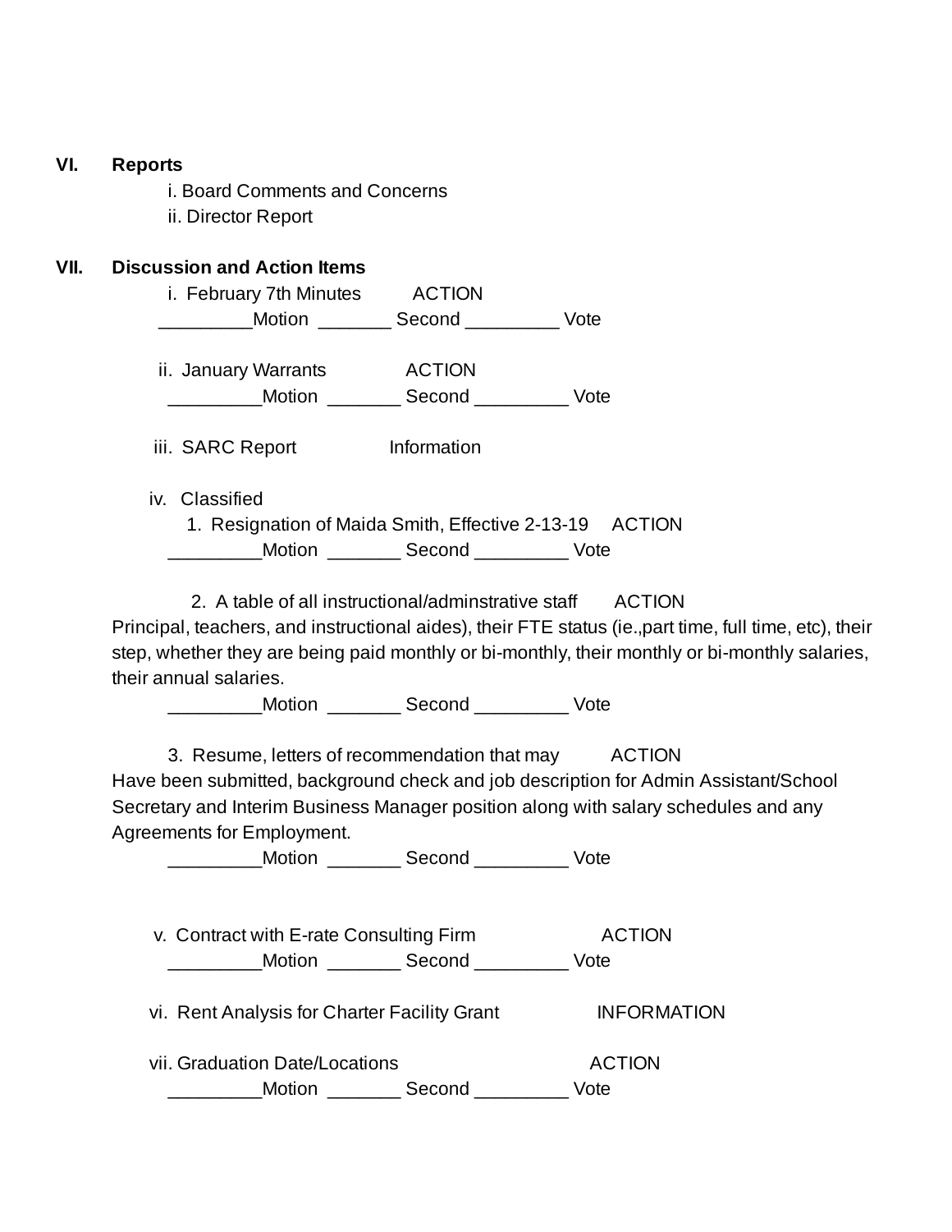## VI. Reports

i. Board Comments and Concerns

ii. Director Report

## VII. Discussion and Action Items

i. February 7th Minutes ACTION

_________Motion _______ Second _________ Vote

ii. January Warrants ACTION

_________Motion _______ Second _________ Vote

iii. SARC Report Information

iv. Classified

1. Resignation of Maida Smith, Effective 2-13-19 ACTION

_________Motion _______ Second _________ Vote

2. A table of all instructional/adminstrative staff ACTION

Principal, teachers, and instructional aides), their FTE status (ie.,part time, full time, etc), their step, whether they are being paid monthly or bi-monthly, their monthly or bi-monthly salaries, their annual salaries.

_________Motion _______ Second _________ Vote

3. Resume, letters of recommendation that may ACTION

Have been submitted, background check and job description for Admin Assistant/School Secretary and Interim Business Manager position along with salary schedules and any Agreements for Employment.

_________Motion _______ Second _________ Vote

v. Contract with E-rate Consulting Firm ACTION

_________Motion _______ Second _________ Vote

vi. Rent Analysis for Charter Facility Grant INFORMATION

vii. Graduation Date/Locations ACTION

_________Motion _______ Second _________ Vote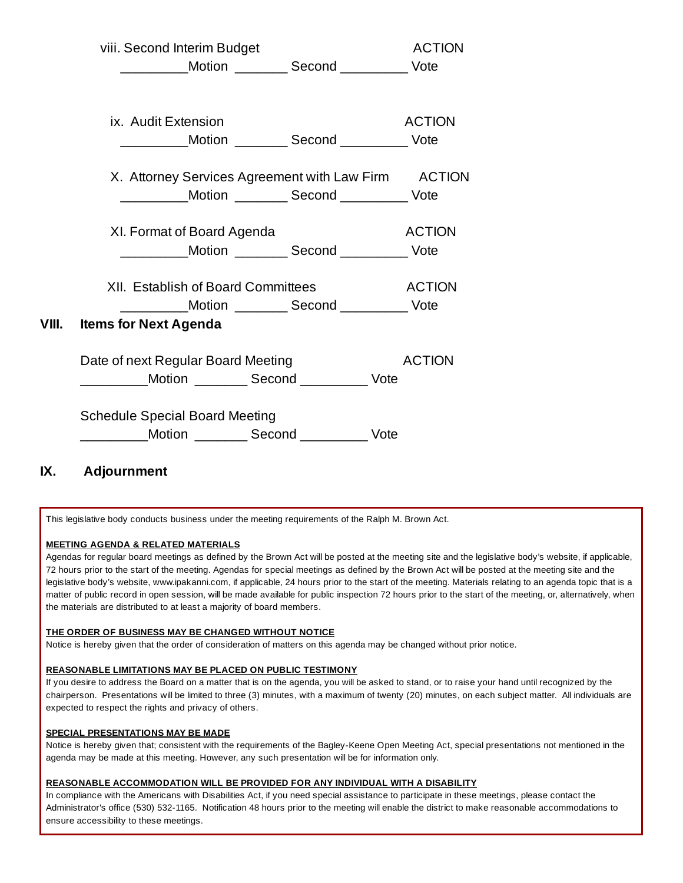viii. Second Interim Budget ACTION

_________Motion _______ Second _________ Vote

ix. Audit Extension ACTION

_________Motion _______ Second _________ Vote

X. Attorney Services Agreement with Law Firm ACTION

_________Motion _______ Second _________ Vote

XI. Format of Board Agenda ACTION

_________Motion _______ Second _________ Vote

XII. Establish of Board Committees ACTION

_________Motion _______ Second _________ Vote

## VIII. Items for Next Agenda

Date of next Regular Board Meeting ACTION

_________Motion _______ Second _________ Vote

Schedule Special Board Meeting

_________Motion _______ Second _________ Vote

## IX. Adjournment

This legislative body conducts business under the meeting requirements of the Ralph M. Brown Act.

**MEETING AGENDA & RELATED MATERIALS**

Agendas for regular board meetings as defined by the Brown Act will be posted at the meeting site and the legislative body's website, if applicable, 72 hours prior to the start of the meeting. Agendas for special meetings as defined by the Brown Act will be posted at the meeting site and the legislative body's website, www.ipakanni.com, if applicable, 24 hours prior to the start of the meeting. Materials relating to an agenda topic that is a matter of public record in open session, will be made available for public inspection 72 hours prior to the start of the meeting, or, alternatively, when the materials are distributed to at least a majority of board members.

**THE ORDER OF BUSINESS MAY BE CHANGED WITHOUT NOTICE**

Notice is hereby given that the order of consideration of matters on this agenda may be changed without prior notice.

**REASONABLE LIMITATIONS MAY BE PLACED ON PUBLIC TESTIMONY**

If you desire to address the Board on a matter that is on the agenda, you will be asked to stand, or to raise your hand until recognized by the chairperson. Presentations will be limited to three (3) minutes, with a maximum of twenty (20) minutes, on each subject matter. All individuals are expected to respect the rights and privacy of others.

**SPECIAL PRESENTATIONS MAY BE MADE**

Notice is hereby given that; consistent with the requirements of the Bagley-Keene Open Meeting Act, special presentations not mentioned in the agenda may be made at this meeting. However, any such presentation will be for information only.

**REASONABLE ACCOMMODATION WILL BE PROVIDED FOR ANY INDIVIDUAL WITH A DISABILITY**

In compliance with the Americans with Disabilities Act, if you need special assistance to participate in these meetings, please contact the Administrator's office (530) 532-1165. Notification 48 hours prior to the meeting will enable the district to make reasonable accommodations to ensure accessibility to these meetings.